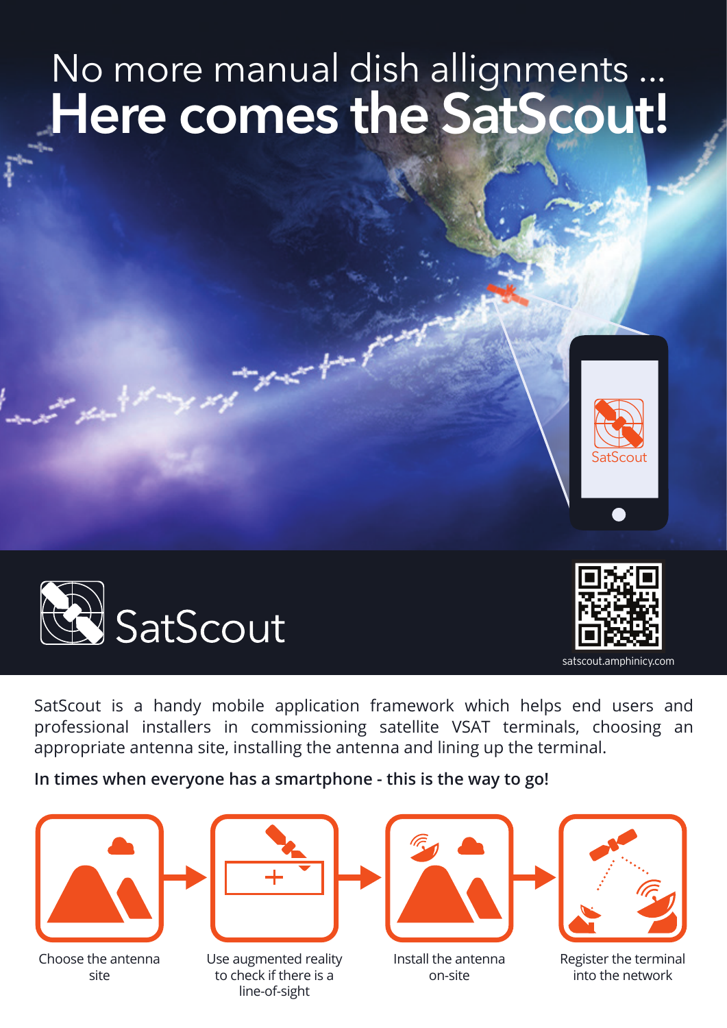# No more manual dish allignments ...

# Here comes the SatScout!

SatScout

satscout.amphinicy.com

SatScout is a handy mobile application framework which helps end users and professional installers in commissioning satellite VSAT terminals, choosing an appropriate antenna site, installing the antenna and lining up the terminal.

**In times when everyone has a smartphone - this is the way to go!**

Choose the antenna site

Use augmented reality to check if there is a line-of-sight

Install the antenna on-site

Register the terminal into the network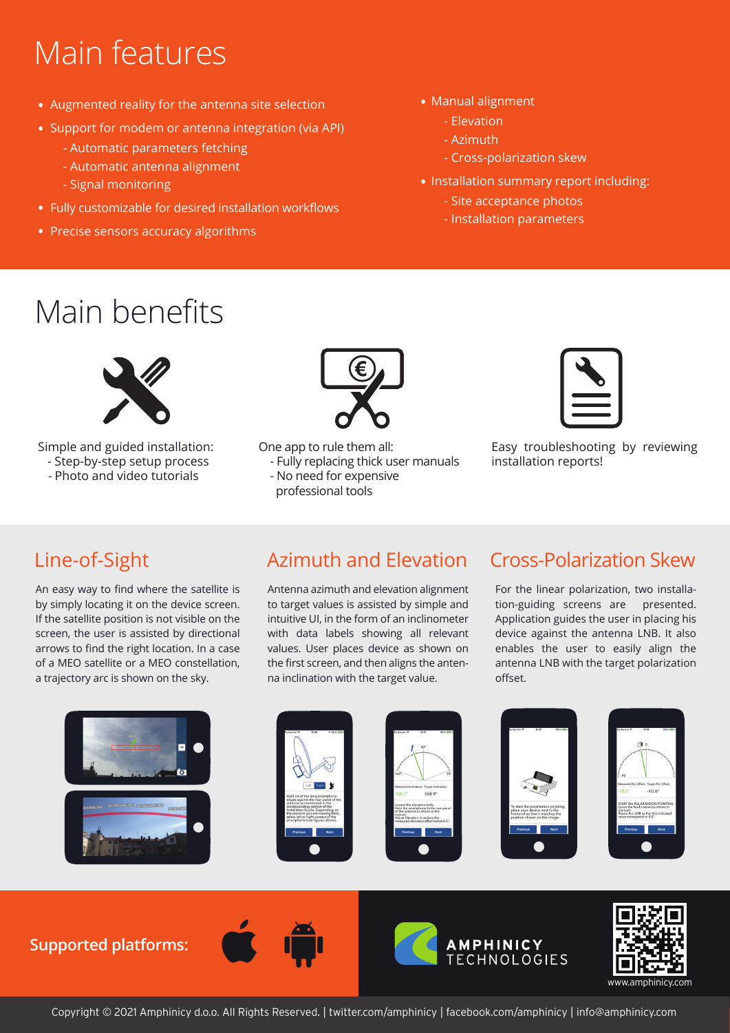# Main features

- Augmented reality for the antenna site selection
- Support for modem or antenna integration (via API)
  - Automatic parameters fetching
  - Automatic antenna alignment
  - Signal monitoring
- Fully customizable for desired installation workflows
- Precise sensors accuracy algorithms
- Manual alignment
  - Elevation
  - Azimuth
  - Cross-polarization skew
- Installation summary report including:
  - Site acceptance photos
  - Installation parameters

# Main benefits

Simple and guided installation:
- Step-by-step setup process
- Photo and video tutorials

One app to rule them all:
- Fully replacing thick user manuals
- No need for expensive professional tools

Easy troubleshooting by reviewing installation reports!

## Line-of-Sight

An easy way to find where the satellite is by simply locating it on the device screen. If the satellite position is not visible on the screen, the user is assisted by directional arrows to find the right location. In a case of a MEO satellite or a MEO constellation, a trajectory arc is shown on the sky.

## Azimuth and Elevation

Antenna azimuth and elevation alignment to target values is assisted by simple and intuitive UI, in the form of an inclinometer with data labels showing all relevant values. User places device as shown on the first screen, and then aligns the antenna inclination with the target value.

## Cross-Polarization Skew

For the linear polarization, two installation-guiding screens are presented. Application guides the user in placing his device against the antenna LNB. It also enables the user to easily align the antenna LNB with the target polarization offset.

**Supported platforms:**

AMPHINICY TECHNOLOGIES

www.amphinicy.com

Copyright © 2021 Amphinicy d.o.o. All Rights Reserved. | twitter.com/amphinicy | facebook.com/amphinicy | info@amphinicy.com